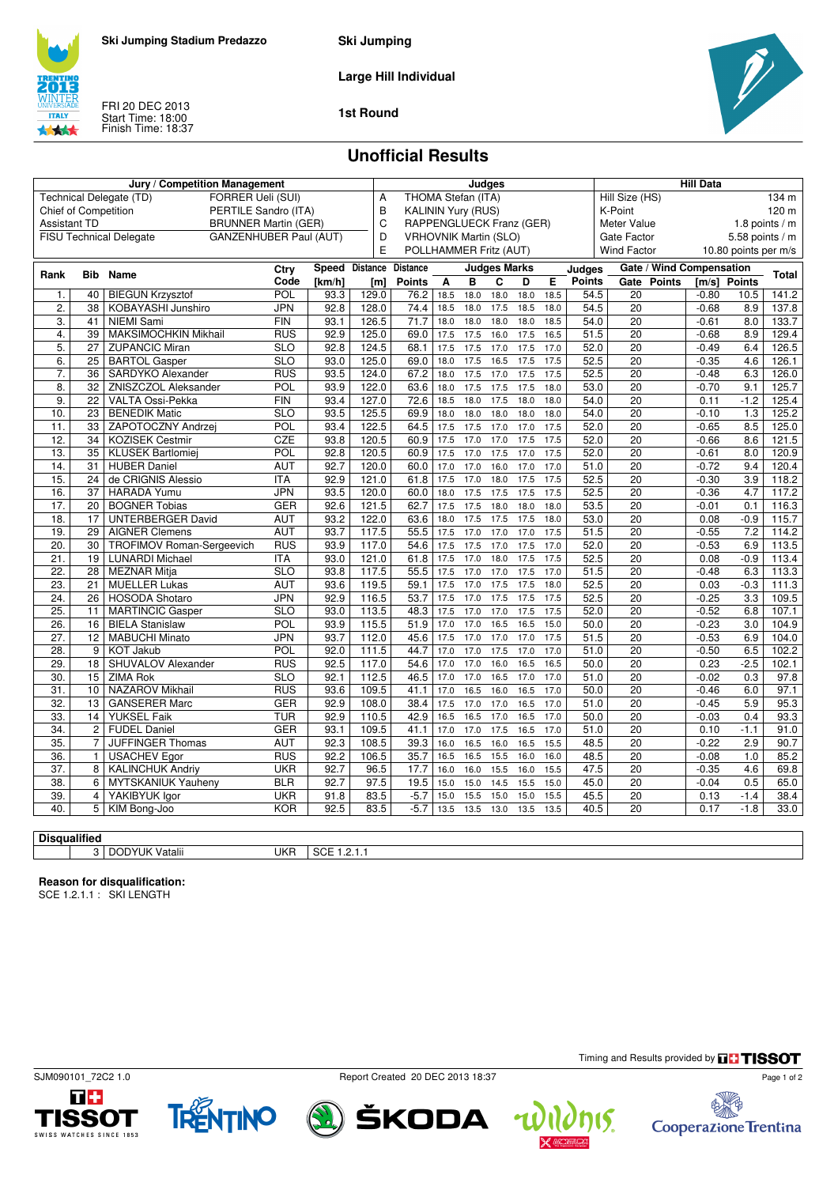Ski Jumping Stadium Predazzo

FRI 20 DEC 2013
Start Time: 18:00
Finish Time: 18:37

**Ski Jumping**

**Large Hill Individual**

**1st Round**

# Unofficial Results

| Jury / Competition Management | | Judges | | Hill Data | |
|---|---|---|---|---|---|
| Technical Delegate (TD) | FORRER Ueli (SUI) | A | THOMA Stefan (ITA) | Hill Size (HS) | 134 m |
| Chief of Competition | PERTILE Sandro (ITA) | B | KALININ Yury (RUS) | K-Point | 120 m |
| Assistant TD | BRUNNER Martin (GER) | C | RAPPENGLUECK Franz (GER) | Meter Value | 1.8 points / m |
| FISU Technical Delegate | GANZENHUBER Paul (AUT) | D | VRHOVNIK Martin (SLO) | Gate Factor | 5.58 points / m |
| | | E | POLLHAMMER Fritz (AUT) | Wind Factor | 10.80 points per m/s |

| Rank | Bib | Name | Ctry Code | Speed [km/h] | Distance [m] | Distance Points | A | B | C | D | E | Judges Points | Gate | Gate Points | Wind [m/s] | Wind Points | Total |
|---|---|---|---|---|---|---|---|---|---|---|---|---|---|---|---|---|---|
| 1. | 40 | BIEGUN Krzysztof | POL | 93.3 | 129.0 | 76.2 | 18.5 | 18.0 | 18.0 | 18.0 | 18.5 | 54.5 | 20 | | -0.80 | 10.5 | 141.2 |
| 2. | 38 | KOBAYASHI Junshiro | JPN | 92.8 | 128.0 | 74.4 | 18.5 | 18.0 | 17.5 | 18.5 | 18.0 | 54.5 | 20 | | -0.68 | 8.9 | 137.8 |
| 3. | 41 | NIEMI Sami | FIN | 93.1 | 126.5 | 71.7 | 18.0 | 18.0 | 18.0 | 18.0 | 18.5 | 54.0 | 20 | | -0.61 | 8.0 | 133.7 |
| 4. | 39 | MAKSIMOCHKIN Mikhail | RUS | 92.9 | 125.0 | 69.0 | 17.5 | 17.5 | 16.0 | 17.5 | 16.5 | 51.5 | 20 | | -0.68 | 8.9 | 129.4 |
| 5. | 27 | ZUPANCIC Miran | SLO | 92.8 | 124.5 | 68.1 | 17.5 | 17.5 | 17.0 | 17.5 | 17.0 | 52.0 | 20 | | -0.49 | 6.4 | 126.5 |
| 6. | 25 | BARTOL Gasper | SLO | 93.0 | 125.0 | 69.0 | 18.0 | 17.5 | 16.5 | 17.5 | 17.5 | 52.5 | 20 | | -0.35 | 4.6 | 126.1 |
| 7. | 36 | SARDYKO Alexander | RUS | 93.5 | 124.0 | 67.2 | 18.0 | 17.5 | 17.0 | 17.5 | 17.5 | 52.5 | 20 | | -0.48 | 6.3 | 126.0 |
| 8. | 32 | ZNISZCZOL Aleksander | POL | 93.9 | 122.0 | 63.6 | 18.0 | 17.5 | 17.5 | 17.5 | 18.0 | 53.0 | 20 | | -0.70 | 9.1 | 125.7 |
| 9. | 22 | VALTA Ossi-Pekka | FIN | 93.4 | 127.0 | 72.6 | 18.5 | 18.0 | 17.5 | 18.0 | 18.0 | 54.0 | 20 | | 0.11 | -1.2 | 125.4 |
| 10. | 23 | BENEDIK Matic | SLO | 93.5 | 125.5 | 69.9 | 18.0 | 18.0 | 18.0 | 18.0 | 18.0 | 54.0 | 20 | | -0.10 | 1.3 | 125.2 |
| 11. | 33 | ZAPOTOCZNY Andrzej | POL | 93.4 | 122.5 | 64.5 | 17.5 | 17.5 | 17.0 | 17.0 | 17.5 | 52.0 | 20 | | -0.65 | 8.5 | 125.0 |
| 12. | 34 | KOZISEK Cestmir | CZE | 93.8 | 120.5 | 60.9 | 17.5 | 17.0 | 17.0 | 17.5 | 17.5 | 52.0 | 20 | | -0.66 | 8.6 | 121.5 |
| 13. | 35 | KLUSEK Bartlomiej | POL | 92.8 | 120.5 | 60.9 | 17.5 | 17.0 | 17.5 | 17.0 | 17.5 | 52.0 | 20 | | -0.61 | 8.0 | 120.9 |
| 14. | 31 | HUBER Daniel | AUT | 92.7 | 120.0 | 60.0 | 17.0 | 17.0 | 16.0 | 17.0 | 17.0 | 51.0 | 20 | | -0.72 | 9.4 | 120.4 |
| 15. | 24 | de CRIGNIS Alessio | ITA | 92.9 | 121.0 | 61.8 | 17.5 | 17.0 | 18.0 | 17.5 | 17.5 | 52.5 | 20 | | -0.30 | 3.9 | 118.2 |
| 16. | 37 | HARADA Yumu | JPN | 93.5 | 120.0 | 60.0 | 18.0 | 17.5 | 17.5 | 17.5 | 17.5 | 52.5 | 20 | | -0.36 | 4.7 | 117.2 |
| 17. | 20 | BOGNER Tobias | GER | 92.6 | 121.5 | 62.7 | 17.5 | 17.5 | 18.0 | 18.0 | 18.0 | 53.5 | 20 | | -0.01 | 0.1 | 116.3 |
| 18. | 17 | UNTERBERGER David | AUT | 93.2 | 122.0 | 63.6 | 18.0 | 17.5 | 17.5 | 17.5 | 18.0 | 53.0 | 20 | | 0.08 | -0.9 | 115.7 |
| 19. | 29 | AIGNER Clemens | AUT | 93.7 | 117.5 | 55.5 | 17.5 | 17.0 | 17.0 | 17.0 | 17.5 | 51.5 | 20 | | -0.55 | 7.2 | 114.2 |
| 20. | 30 | TROFIMOV Roman-Sergeevich | RUS | 93.9 | 117.0 | 54.6 | 17.5 | 17.5 | 17.0 | 17.5 | 17.0 | 52.0 | 20 | | -0.53 | 6.9 | 113.5 |
| 21. | 19 | LUNARDI Michael | ITA | 93.0 | 121.0 | 61.8 | 17.5 | 17.0 | 18.0 | 17.5 | 17.5 | 52.5 | 20 | | 0.08 | -0.9 | 113.4 |
| 22. | 28 | MEZNAR Mitja | SLO | 93.8 | 117.5 | 55.5 | 17.5 | 17.0 | 17.0 | 17.5 | 17.0 | 51.5 | 20 | | -0.48 | 6.3 | 113.3 |
| 23. | 21 | MUELLER Lukas | AUT | 93.6 | 119.5 | 59.1 | 17.5 | 17.0 | 17.5 | 17.5 | 18.0 | 52.5 | 20 | | 0.03 | -0.3 | 111.3 |
| 24. | 26 | HOSODA Shotaro | JPN | 92.9 | 116.5 | 53.7 | 17.5 | 17.0 | 17.5 | 17.5 | 17.5 | 52.5 | 20 | | -0.25 | 3.3 | 109.5 |
| 25. | 11 | MARTINCIC Gasper | SLO | 93.0 | 113.5 | 48.3 | 17.5 | 17.0 | 17.0 | 17.5 | 17.5 | 52.0 | 20 | | -0.52 | 6.8 | 107.1 |
| 26. | 16 | BIELA Stanislaw | POL | 93.9 | 115.5 | 51.9 | 17.0 | 17.0 | 16.5 | 16.5 | 15.0 | 50.0 | 20 | | -0.23 | 3.0 | 104.9 |
| 27. | 12 | MABUCHI Minato | JPN | 93.7 | 112.0 | 45.6 | 17.5 | 17.0 | 17.0 | 17.0 | 17.5 | 51.5 | 20 | | -0.53 | 6.9 | 104.0 |
| 28. | 9 | KOT Jakub | POL | 92.0 | 111.5 | 44.7 | 17.0 | 17.0 | 17.5 | 17.0 | 17.0 | 51.0 | 20 | | -0.50 | 6.5 | 102.2 |
| 29. | 18 | SHUVALOV Alexander | RUS | 92.5 | 117.0 | 54.6 | 17.0 | 17.0 | 16.0 | 16.5 | 16.5 | 50.0 | 20 | | 0.23 | -2.5 | 102.1 |
| 30. | 15 | ZIMA Rok | SLO | 92.1 | 112.5 | 46.5 | 17.0 | 17.0 | 16.5 | 17.0 | 17.0 | 51.0 | 20 | | -0.02 | 0.3 | 97.8 |
| 31. | 10 | NAZAROV Mikhail | RUS | 93.6 | 109.5 | 41.1 | 17.0 | 16.5 | 16.0 | 16.5 | 17.0 | 50.0 | 20 | | -0.46 | 6.0 | 97.1 |
| 32. | 13 | GANSERER Marc | GER | 92.9 | 108.0 | 38.4 | 17.5 | 17.0 | 17.0 | 16.5 | 17.0 | 51.0 | 20 | | -0.45 | 5.9 | 95.3 |
| 33. | 14 | YUKSEL Faik | TUR | 92.9 | 110.5 | 42.9 | 16.5 | 16.5 | 17.0 | 16.5 | 17.0 | 50.0 | 20 | | -0.03 | 0.4 | 93.3 |
| 34. | 2 | FUDEL Daniel | GER | 93.1 | 109.5 | 41.1 | 17.0 | 17.0 | 17.5 | 16.5 | 17.0 | 51.0 | 20 | | 0.10 | -1.1 | 91.0 |
| 35. | 7 | JUFFINGER Thomas | AUT | 92.3 | 108.5 | 39.3 | 16.0 | 16.5 | 16.0 | 16.5 | 15.5 | 48.5 | 20 | | -0.22 | 2.9 | 90.7 |
| 36. | 1 | USACHEV Egor | RUS | 92.2 | 106.5 | 35.7 | 16.5 | 16.5 | 15.5 | 16.0 | 16.0 | 48.5 | 20 | | -0.08 | 1.0 | 85.2 |
| 37. | 8 | KALINCHUK Andriy | UKR | 92.7 | 96.5 | 17.7 | 16.0 | 16.0 | 15.5 | 16.0 | 15.5 | 47.5 | 20 | | -0.35 | 4.6 | 69.8 |
| 38. | 6 | MYTSKANIUK Yauheny | BLR | 92.7 | 97.5 | 19.5 | 15.0 | 15.0 | 14.5 | 15.5 | 15.0 | 45.0 | 20 | | -0.04 | 0.5 | 65.0 |
| 39. | 4 | YAKIBYUK Igor | UKR | 91.8 | 83.5 | -5.7 | 15.0 | 15.5 | 15.0 | 15.0 | 15.5 | 45.5 | 20 | | 0.13 | -1.4 | 38.4 |
| 40. | 5 | KIM Bong-Joo | KOR | 92.5 | 83.5 | -5.7 | 13.5 | 13.5 | 13.0 | 13.5 | 13.5 | 40.5 | 20 | | 0.17 | -1.8 | 33.0 |

**Disqualified**

| Bib | Name | Ctry | Reason |
|---|---|---|---|
| 3 | DODYUK Vatalii | UKR | SCE 1.2.1.1 |

**Reason for disqualification:**
SCE 1.2.1.1 : SKI LENGTH

Timing and Results provided by TISSOT

SJM090101_72C2 1.0 Report Created 20 DEC 2013 18:37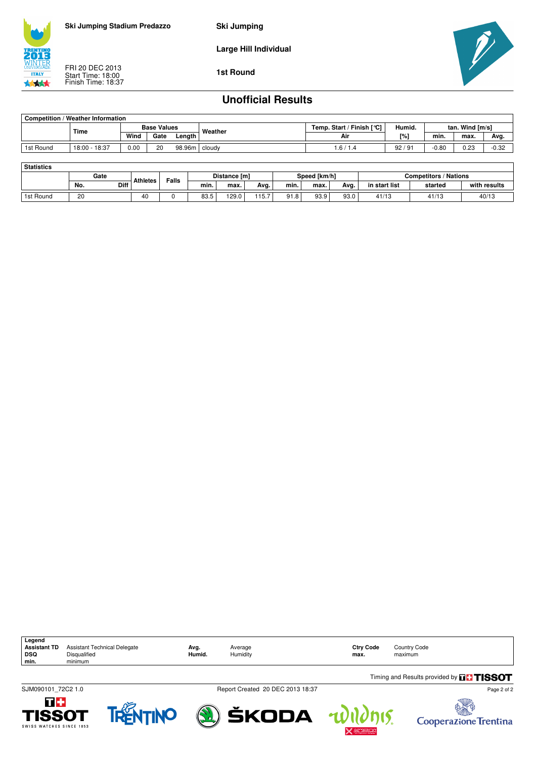Ski Jumping Stadium Predazzo

FRI 20 DEC 2013
Start Time: 18:00
Finish Time: 18:37

Ski Jumping

Large Hill Individual

1st Round

# Unofficial Results

| Competition / Weather Information | | | | | | | | | | |
|---|---|---|---|---|---|---|---|---|---|---|
| | Time | Base Values | | | Weather | Temp. Start / Finish [℃] | Humid. | tan. Wind [m/s] | | |
| | | Wind | Gate | Length | | Air | [%] | min. | max. | Avg. |
| 1st Round | 18:00 - 18:37 | 0.00 | 20 | 98.96m | cloudy | 1.6 / 1.4 | 92 / 91 | -0.80 | 0.23 | -0.32 |

| Statistics | | | | | | | | | | | | | |
|---|---|---|---|---|---|---|---|---|---|---|---|---|---|
| | Gate | | Athletes | Falls | Distance [m] | | | Speed [km/h] | | | Competitors / Nations | | |
| | No. | Diff | | | min. | max. | Avg. | min. | max. | Avg. | in start list | started | with results |
| 1st Round | 20 | | 40 | 0 | 83.5 | 129.0 | 115.7 | 91.8 | 93.9 | 93.0 | 41/13 | 41/13 | 40/13 |

| Legend | | | | | |
|---|---|---|---|---|---|
| Assistant TD | Assistant Technical Delegate | Avg. | Average | Ctry Code | Country Code |
| DSQ | Disqualified | Humid. | Humidity | max. | maximum |
| min. | minimum | | | | |

Timing and Results provided by TISSOT

SJM090101_72C2 1.0

Report Created 20 DEC 2013 18:37